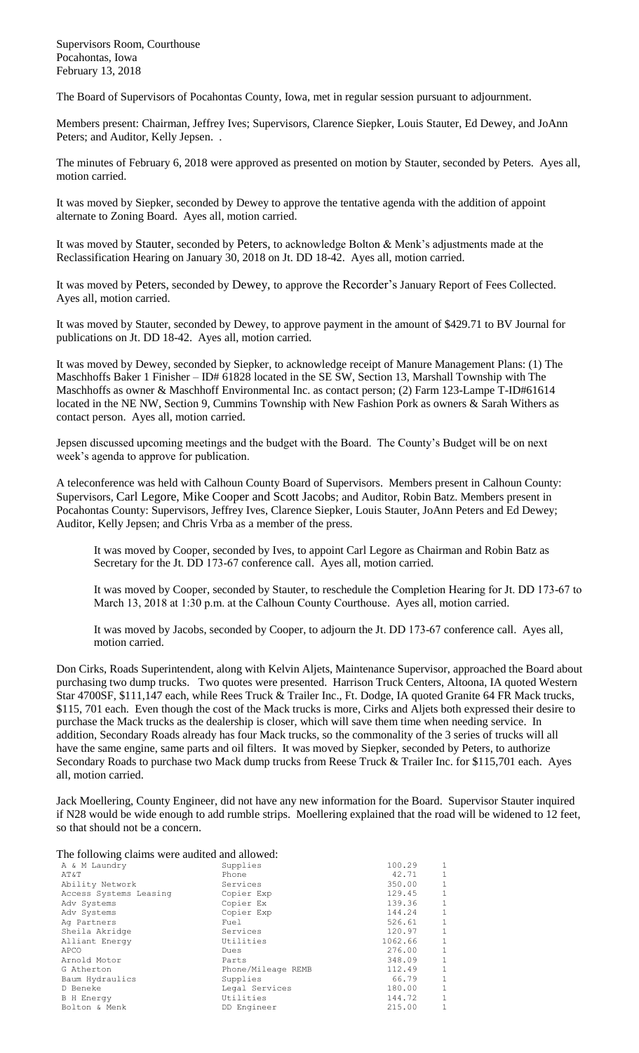Supervisors Room, Courthouse
Pocahontas, Iowa
February 13, 2018

The Board of Supervisors of Pocahontas County, Iowa, met in regular session pursuant to adjournment.

Members present: Chairman, Jeffrey Ives; Supervisors, Clarence Siepker, Louis Stauter, Ed Dewey, and JoAnn Peters; and Auditor, Kelly Jepsen. .

The minutes of February 6, 2018 were approved as presented on motion by Stauter, seconded by Peters. Ayes all, motion carried.

It was moved by Siepker, seconded by Dewey to approve the tentative agenda with the addition of appoint alternate to Zoning Board. Ayes all, motion carried.

It was moved by Stauter, seconded by Peters, to acknowledge Bolton & Menk's adjustments made at the Reclassification Hearing on January 30, 2018 on Jt. DD 18-42. Ayes all, motion carried.

It was moved by Peters, seconded by Dewey, to approve the Recorder's January Report of Fees Collected. Ayes all, motion carried.

It was moved by Stauter, seconded by Dewey, to approve payment in the amount of $429.71 to BV Journal for publications on Jt. DD 18-42. Ayes all, motion carried.

It was moved by Dewey, seconded by Siepker, to acknowledge receipt of Manure Management Plans: (1) The Maschhoffs Baker 1 Finisher – ID# 61828 located in the SE SW, Section 13, Marshall Township with The Maschhoffs as owner & Maschhoff Environmental Inc. as contact person; (2) Farm 123-Lampe T-ID#61614 located in the NE NW, Section 9, Cummins Township with New Fashion Pork as owners & Sarah Withers as contact person. Ayes all, motion carried.

Jepsen discussed upcoming meetings and the budget with the Board. The County's Budget will be on next week's agenda to approve for publication.

A teleconference was held with Calhoun County Board of Supervisors. Members present in Calhoun County: Supervisors, Carl Legore, Mike Cooper and Scott Jacobs; and Auditor, Robin Batz. Members present in Pocahontas County: Supervisors, Jeffrey Ives, Clarence Siepker, Louis Stauter, JoAnn Peters and Ed Dewey; Auditor, Kelly Jepsen; and Chris Vrba as a member of the press.

> It was moved by Cooper, seconded by Ives, to appoint Carl Legore as Chairman and Robin Batz as Secretary for the Jt. DD 173-67 conference call. Ayes all, motion carried.
>
> It was moved by Cooper, seconded by Stauter, to reschedule the Completion Hearing for Jt. DD 173-67 to March 13, 2018 at 1:30 p.m. at the Calhoun County Courthouse. Ayes all, motion carried.
>
> It was moved by Jacobs, seconded by Cooper, to adjourn the Jt. DD 173-67 conference call. Ayes all, motion carried.

Don Cirks, Roads Superintendent, along with Kelvin Aljets, Maintenance Supervisor, approached the Board about purchasing two dump trucks. Two quotes were presented. Harrison Truck Centers, Altoona, IA quoted Western Star 4700SF, $111,147 each, while Rees Truck & Trailer Inc., Ft. Dodge, IA quoted Granite 64 FR Mack trucks, $115, 701 each. Even though the cost of the Mack trucks is more, Cirks and Aljets both expressed their desire to purchase the Mack trucks as the dealership is closer, which will save them time when needing service. In addition, Secondary Roads already has four Mack trucks, so the commonality of the 3 series of trucks will all have the same engine, same parts and oil filters. It was moved by Siepker, seconded by Peters, to authorize Secondary Roads to purchase two Mack dump trucks from Reese Truck & Trailer Inc. for $115,701 each. Ayes all, motion carried.

Jack Moellering, County Engineer, did not have any new information for the Board. Supervisor Stauter inquired if N28 would be wide enough to add rumble strips. Moellering explained that the road will be widened to 12 feet, so that should not be a concern.

The following claims were audited and allowed:

| | | | |
|---|---|---|---|
| A & M Laundry | Supplies | 100.29 | 1 |
| AT&T | Phone | 42.71 | 1 |
| Ability Network | Services | 350.00 | 1 |
| Access Systems Leasing | Copier Exp | 129.45 | 1 |
| Adv Systems | Copier Ex | 139.36 | 1 |
| Adv Systems | Copier Exp | 144.24 | 1 |
| Ag Partners | Fuel | 526.61 | 1 |
| Sheila Akridge | Services | 120.97 | 1 |
| Alliant Energy | Utilities | 1062.66 | 1 |
| APCO | Dues | 276.00 | 1 |
| Arnold Motor | Parts | 348.09 | 1 |
| G Atherton | Phone/Mileage REMB | 112.49 | 1 |
| Baum Hydraulics | Supplies | 66.79 | 1 |
| D Beneke | Legal Services | 180.00 | 1 |
| B H Energy | Utilities | 144.72 | 1 |
| Bolton & Menk | DD Engineer | 215.00 | 1 |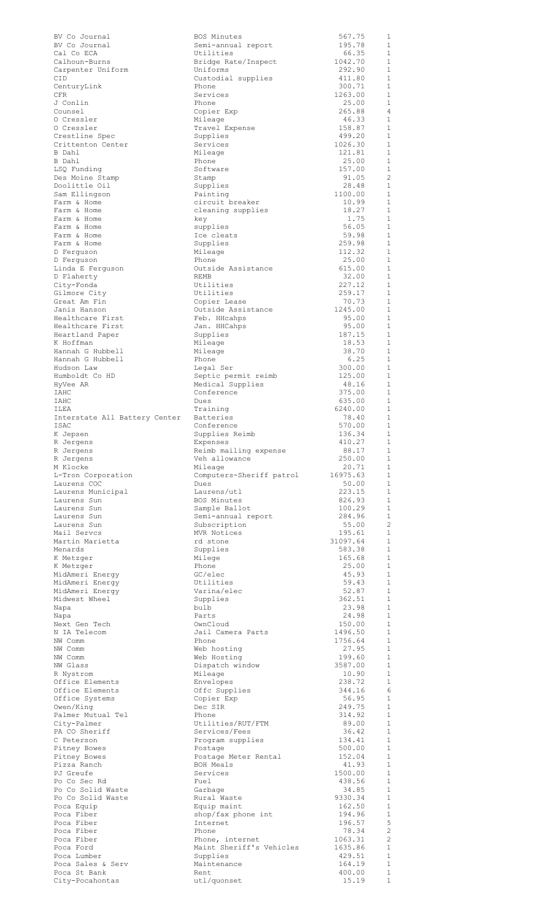| | | | |
|---|---|---|---|
| BV Co Journal | BOS Minutes | 567.75 | 1 |
| BV Co Journal | Semi-annual report | 195.78 | 1 |
| Cal Co ECA | Utilities | 66.35 | 1 |
| Calhoun-Burns | Bridge Rate/Inspect | 1042.70 | 1 |
| Carpenter Uniform | Uniforms | 292.90 | 1 |
| CID | Custodial supplies | 411.80 | 1 |
| CenturyLink | Phone | 300.71 | 1 |
| CFR | Services | 1263.00 | 1 |
| J Conlin | Phone | 25.00 | 1 |
| Counsel | Copier Exp | 265.88 | 4 |
| O Cressler | Mileage | 46.33 | 1 |
| O Cressler | Travel Expense | 158.87 | 1 |
| Crestline Spec | Supplies | 499.20 | 1 |
| Crittenton Center | Services | 1026.30 | 1 |
| B Dahl | Mileage | 121.81 | 1 |
| B Dahl | Phone | 25.00 | 1 |
| LSQ Funding | Software | 157.00 | 1 |
| Des Moine Stamp | Stamp | 91.05 | 2 |
| Doolittle Oil | Supplies | 28.48 | 1 |
| Sam Ellingson | Painting | 1100.00 | 1 |
| Farm & Home | circuit breaker | 10.99 | 1 |
| Farm & Home | cleaning supplies | 18.27 | 1 |
| Farm & Home | key | 1.75 | 1 |
| Farm & Home | supplies | 56.05 | 1 |
| Farm & Home | Ice cleats | 59.98 | 1 |
| Farm & Home | Supplies | 259.98 | 1 |
| D Ferguson | Mileage | 112.32 | 1 |
| D Ferguson | Phone | 25.00 | 1 |
| Linda E Ferguson | Outside Assistance | 615.00 | 1 |
| D Flaherty | REMB | 32.00 | 1 |
| City-Fonda | Utilities | 227.12 | 1 |
| Gilmore City | Utilities | 259.17 | 1 |
| Great Am Fin | Copier Lease | 70.73 | 1 |
| Janis Hanson | Outside Assistance | 1245.00 | 1 |
| Healthcare First | Feb. HHcahps | 95.00 | 1 |
| Healthcare First | Jan. HHCahps | 95.00 | 1 |
| Heartland Paper | Supplies | 187.15 | 1 |
| K Hoffman | Mileage | 18.53 | 1 |
| Hannah G Hubbell | Mileage | 38.70 | 1 |
| Hannah G Hubbell | Phone | 6.25 | 1 |
| Hudson Law | Legal Ser | 300.00 | 1 |
| Humboldt Co HD | Septic permit reimb | 125.00 | 1 |
| HyVee AR | Medical Supplies | 48.16 | 1 |
| IAHC | Conference | 375.00 | 1 |
| IAHC | Dues | 635.00 | 1 |
| ILEA | Training | 6240.00 | 1 |
| Interstate All Battery Center | Batteries | 78.40 | 1 |
| ISAC | Conference | 570.00 | 1 |
| K Jepsen | Supplies Reimb | 136.34 | 1 |
| R Jergens | Expenses | 410.27 | 1 |
| R Jergens | Reimb mailing expense | 88.17 | 1 |
| R Jergens | Veh allowance | 250.00 | 1 |
| M Klocke | Mileage | 20.71 | 1 |
| L-Tron Corporation | Computers-Sheriff patrol | 16975.63 | 1 |
| Laurens COC | Dues | 50.00 | 1 |
| Laurens Municipal | Laurens/utl | 223.15 | 1 |
| Laurens Sun | BOS Minutes | 826.93 | 1 |
| Laurens Sun | Sample Ballot | 100.29 | 1 |
| Laurens Sun | Semi-annual report | 284.96 | 1 |
| Laurens Sun | Subscription | 55.00 | 2 |
| Mail Servcs | MVR Notices | 195.61 | 1 |
| Martin Marietta | rd stone | 31097.64 | 1 |
| Menards | Supplies | 583.38 | 1 |
| K Metzger | Milege | 165.68 | 1 |
| K Metzger | Phone | 25.00 | 1 |
| MidAmeri Energy | GC/elec | 45.93 | 1 |
| MidAmeri Energy | Utilities | 59.43 | 1 |
| MidAmeri Energy | Varina/elec | 52.87 | 1 |
| Midwest Wheel | Supplies | 362.51 | 1 |
| Napa | bulb | 23.98 | 1 |
| Napa | Parts | 24.98 | 1 |
| Next Gen Tech | OwnCloud | 150.00 | 1 |
| N IA Telecom | Jail Camera Parts | 1496.50 | 1 |
| NW Comm | Phone | 1756.64 | 1 |
| NW Comm | Web hosting | 27.95 | 1 |
| NW Comm | Web Hosting | 199.60 | 1 |
| NW Glass | Dispatch window | 3587.00 | 1 |
| R Nystrom | Mileage | 10.90 | 1 |
| Office Elements | Envelopes | 238.72 | 1 |
| Office Elements | Offc Supplies | 344.16 | 6 |
| Office Systems | Copier Exp | 56.95 | 1 |
| Owen/King | Dec SIR | 249.75 | 1 |
| Palmer Mutual Tel | Phone | 314.92 | 1 |
| City-Palmer | Utilities/RUT/FTM | 89.00 | 1 |
| PA CO Sheriff | Services/Fees | 36.42 | 1 |
| C Peterson | Program supplies | 134.41 | 1 |
| Pitney Bowes | Postage | 500.00 | 1 |
| Pitney Bowes | Postage Meter Rental | 152.04 | 1 |
| Pizza Ranch | BOH Meals | 41.93 | 1 |
| PJ Greufe | Services | 1500.00 | 1 |
| Po Co Sec Rd | Fuel | 438.56 | 1 |
| Po Co Solid Waste | Garbage | 34.85 | 1 |
| Po Co Solid Waste | Rural Waste | 9330.34 | 1 |
| Poca Equip | Equip maint | 162.50 | 1 |
| Poca Fiber | shop/fax phone int | 194.96 | 1 |
| Poca Fiber | Internet | 196.57 | 5 |
| Poca Fiber | Phone | 78.34 | 2 |
| Poca Fiber | Phone, internet | 1063.31 | 2 |
| Poca Ford | Maint Sheriff's Vehicles | 1635.86 | 1 |
| Poca Lumber | Supplies | 429.51 | 1 |
| Poca Sales & Serv | Maintenance | 164.19 | 1 |
| Poca St Bank | Rent | 400.00 | 1 |
| City-Pocahontas | utl/quonset | 15.19 | 1 |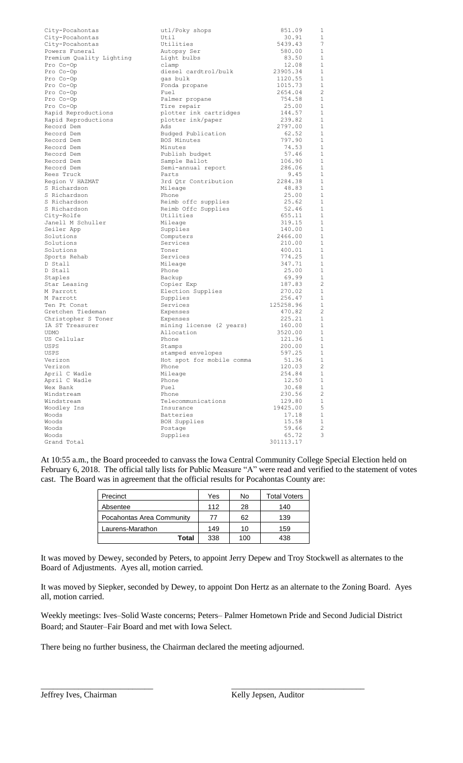| | | | |
|---|---|---|---|
| City-Pocahontas | utl/Poky shops | 851.09 | 1 |
| City-Pocahontas | Util | 30.91 | 1 |
| City-Pocahontas | Utilities | 5439.43 | 7 |
| Powers Funeral | Autopsy Ser | 580.00 | 1 |
| Premium Quality Lighting | Light bulbs | 83.50 | 1 |
| Pro Co-Op | clamp | 12.08 | 1 |
| Pro Co-Op | diesel cardtrol/bulk | 23905.34 | 1 |
| Pro Co-Op | gas bulk | 1120.55 | 1 |
| Pro Co-Op | Fonda propane | 1015.73 | 1 |
| Pro Co-Op | Fuel | 2654.04 | 2 |
| Pro Co-Op | Palmer propane | 754.58 | 1 |
| Pro Co-Op | Tire repair | 25.00 | 1 |
| Rapid Reproductions | plotter ink cartridges | 144.57 | 1 |
| Rapid Reproductions | plotter ink/paper | 239.82 | 1 |
| Record Dem | Ads | 2797.00 | 1 |
| Record Dem | Budged Publication | 62.52 | 1 |
| Record Dem | BOS Minutes | 797.90 | 1 |
| Record Dem | Minutes | 74.53 | 1 |
| Record Dem | Publish budget | 57.46 | 1 |
| Record Dem | Sample Ballot | 106.90 | 1 |
| Record Dem | Semi-annual report | 286.06 | 1 |
| Rees Truck | Parts | 9.45 | 1 |
| Region V HAZMAT | 3rd Qtr Contribution | 2284.38 | 1 |
| S Richardson | Mileage | 48.83 | 1 |
| S Richardson | Phone | 25.00 | 1 |
| S Richardson | Reimb offc supplies | 25.62 | 1 |
| S Richardson | Reimb Offc Supplies | 52.46 | 1 |
| City-Rolfe | Utilities | 655.11 | 1 |
| Janell M Schuller | Mileage | 319.15 | 1 |
| Seiler App | Supplies | 140.00 | 1 |
| Solutions | Computers | 2466.00 | 1 |
| Solutions | Services | 210.00 | 1 |
| Solutions | Toner | 400.01 | 1 |
| Sports Rehab | Services | 774.25 | 1 |
| D Stall | Mileage | 347.71 | 1 |
| D Stall | Phone | 25.00 | 1 |
| Staples | Backup | 69.99 | 1 |
| Star Leasing | Copier Exp | 187.83 | 2 |
| M Parrott | Election Supplies | 270.02 | 1 |
| M Parrott | Supplies | 256.47 | 1 |
| Ten Pt Const | Services | 125258.96 | 1 |
| Gretchen Tiedeman | Expenses | 470.82 | 2 |
| Christopher S Toner | Expenses | 225.21 | 1 |
| IA ST Treasurer | mining license (2 years) | 160.00 | 1 |
| UDMO | Allocation | 3520.00 | 1 |
| US Cellular | Phone | 121.36 | 1 |
| USPS | Stamps | 200.00 | 1 |
| USPS | stamped envelopes | 597.25 | 1 |
| Verizon | Hot spot for mobile comma | 51.36 | 1 |
| Verizon | Phone | 120.03 | 2 |
| April C Wadle | Mileage | 254.84 | 1 |
| April C Wadle | Phone | 12.50 | 1 |
| Wex Bank | Fuel | 30.68 | 1 |
| Windstream | Phone | 230.56 | 2 |
| Windstream | Telecommunications | 129.80 | 1 |
| Woodley Ins | Insurance | 19425.00 | 5 |
| Woods | Batteries | 17.18 | 1 |
| Woods | BOH Supplies | 15.58 | 1 |
| Woods | Postage | 59.66 | 2 |
| Woods | Supplies | 65.72 | 3 |
| Grand Total | | 301113.17 | |

At 10:55 a.m., the Board proceeded to canvass the Iowa Central Community College Special Election held on February 6, 2018. The official tally lists for Public Measure "A" were read and verified to the statement of votes cast. The Board was in agreement that the official results for Pocahontas County are:

| Precinct | Yes | No | Total Voters |
|---|---|---|---|
| Absentee | 112 | 28 | 140 |
| Pocahontas Area Community | 77 | 62 | 139 |
| Laurens-Marathon | 149 | 10 | 159 |
| **Total** | 338 | 100 | 438 |

It was moved by Dewey, seconded by Peters, to appoint Jerry Depew and Troy Stockwell as alternates to the Board of Adjustments. Ayes all, motion carried.

It was moved by Siepker, seconded by Dewey, to appoint Don Hertz as an alternate to the Zoning Board. Ayes all, motion carried.

Weekly meetings: Ives–Solid Waste concerns; Peters– Palmer Hometown Pride and Second Judicial District Board; and Stauter–Fair Board and met with Iowa Select.

There being no further business, the Chairman declared the meeting adjourned.

\_\_\_\_\_\_\_\_\_\_\_\_\_\_\_\_\_\_\_\_\_\_\_\_\_\_ \_\_\_\_\_\_\_\_\_\_\_\_\_\_\_\_\_\_\_\_\_\_\_\_\_\_\_\_\_\_\_\_

Jeffrey Ives, Chairman — Kelly Jepsen, Auditor